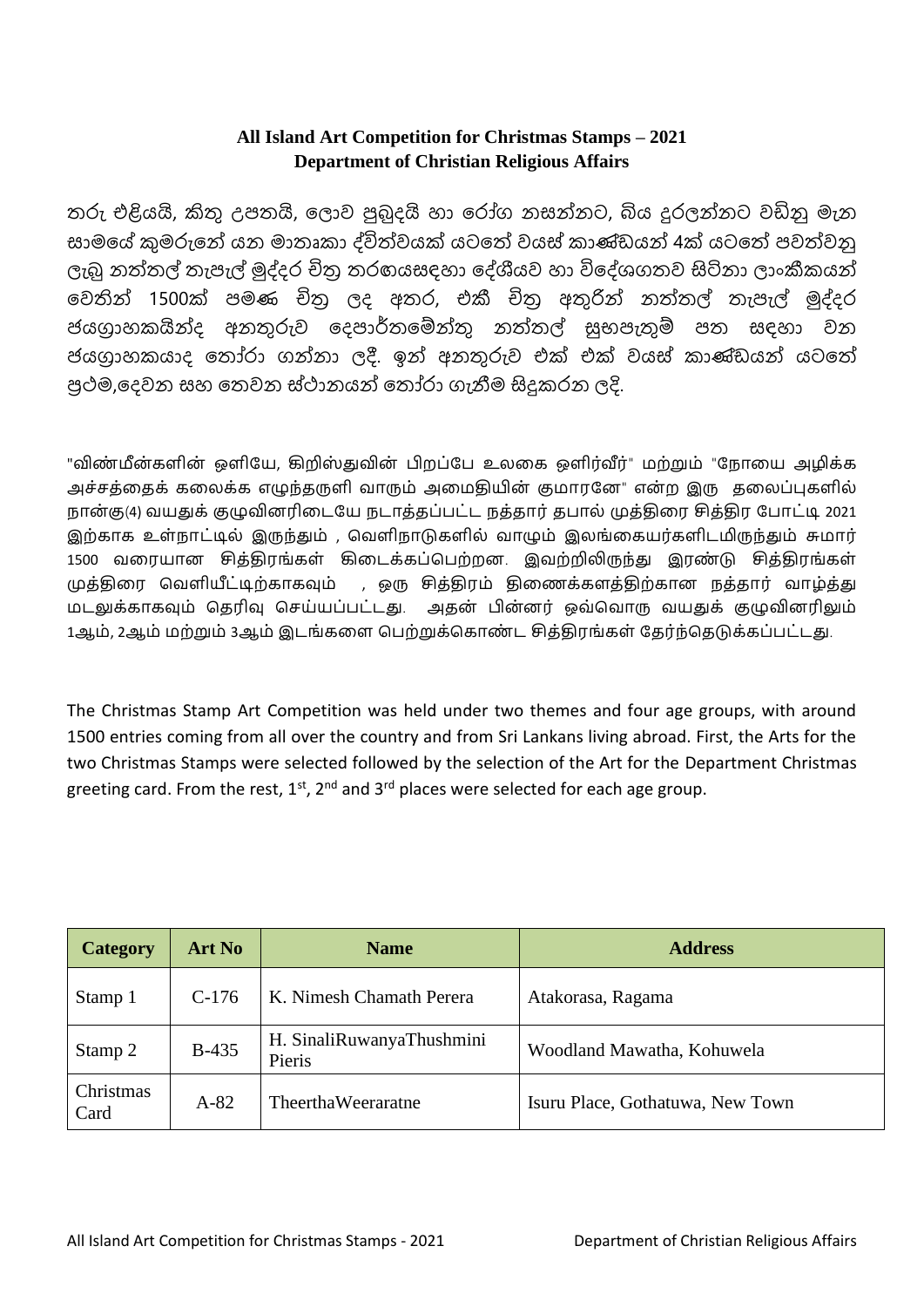**All Island Art Competition for Christmas Stamps – 2021**
**Department of Christian Religious Affairs**

තරු එළියයි, කිතු උපතයි, ලොව පුබුදයි හා රෝග නසන්නට, බිය දුරලන්නට වඩිනු මැන සාමයේ කුමරුනේ යන මාතෘකා ද්විත්වයක් යටතේ වයස් කාණ්ඩයන් 4ක් යටතේ පවත්වනු ලැබූ නත්තල් තැපැල් මුද්දර චිත්‍ර තරඟයසඳහා දේශීයව හා විදේශගතව සිටිනා ලාංකිකයන් වෙතින් 1500ක් පමණ චිත්‍ර ලද අතර, එකී චිත්‍ර අතුරින් නත්තල් තැපැල් මුද්දර ජයග්‍රාහකයින්ද අනතුරුව දෙපාර්තමේන්තු නත්තල් සුභපැතුම් පත සඳහා වන ජයග්‍රාහකයාද තෝරා ගන්නා ලදී. ඉන් අනතුරුව එක් එක් වයස් කාණ්ඩයන් යටතේ ප්‍රථම,දෙවන සහ තෙවන ස්ථානයන් තෝරා ගැනීම සිදුකරන ලදි.

"விண்மீன்களின் ஒளியே, கிறிஸ்துவின் பிறப்பே உலகை ஒளிர்வீர்" மற்றும் "நோயை அழிக்க அச்சத்தைக் கலைக்க எழுந்தருளி வாரும் அமைதியின் குமாரனே" என்ற இரு தலைப்புகளில் நான்கு(4) வயதுக் குழுவினரிடையே நடாத்தப்பட்ட நத்தார் தபால் முத்திரை சித்திர போட்டி 2021 இற்காக உள்நாட்டில் இருந்தும் , வெளிநாடுகளில் வாழும் இலங்கையர்களிடமிருந்தும் சுமார் 1500 வரையான சித்திரங்கள் கிடைக்கப்பெற்றன. இவற்றிலிருந்து இரண்டு சித்திரங்கள் முத்திரை வெளியீட்டிற்காகவும் , ஒரு சித்திரம் திணைக்களத்திற்கான நத்தார் வாழ்த்து மடலுக்காகவும் தெரிவு செய்யப்பட்டது. அதன் பின்னர் ஒவ்வொரு வயதுக் குழுவினரிலும் 1ஆம், 2ஆம் மற்றும் 3ஆம் இடங்களை பெற்றுக்கொண்ட சித்திரங்கள் தேர்ந்தெடுக்கப்பட்டது.

The Christmas Stamp Art Competition was held under two themes and four age groups, with around 1500 entries coming from all over the country and from Sri Lankans living abroad. First, the Arts for the two Christmas Stamps were selected followed by the selection of the Art for the Department Christmas greeting card. From the rest, 1st, 2nd and 3rd places were selected for each age group.

| Category | Art No | Name | Address |
|---|---|---|---|
| Stamp 1 | C-176 | K. Nimesh Chamath Perera | Atakorasa, Ragama |
| Stamp 2 | B-435 | H. SinaliRuwanyaThushmini Pieris | Woodland Mawatha, Kohuwela |
| Christmas Card | A-82 | TheerthaWeeraratne | Isuru Place, Gothatuwa, New Town |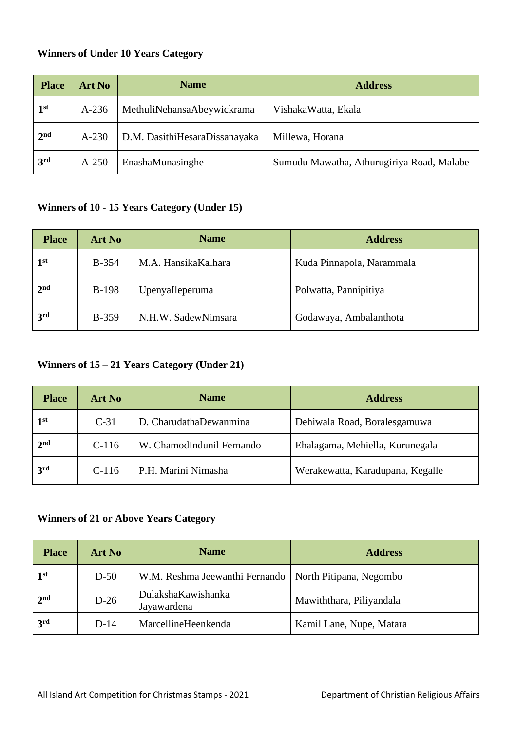**Winners of Under 10 Years Category**

| Place | Art No | Name | Address |
|---|---|---|---|
| 1st | A-236 | MethuliNehansaAbeywickrama | VishakaWatta, Ekala |
| 2nd | A-230 | D.M. DasithiHesaraDissanayaka | Millewa, Horana |
| 3rd | A-250 | EnashaMunasinghe | Sumudu Mawatha, Athurugiriya Road, Malabe |

**Winners of 10 - 15 Years Category (Under 15)**

| Place | Art No | Name | Address |
|---|---|---|---|
| 1st | B-354 | M.A. HansikaKalhara | Kuda Pinnapola, Narammala |
| 2nd | B-198 | UpenyaIleperuma | Polwatta, Pannipitiya |
| 3rd | B-359 | N.H.W. SadewNimsara | Godawaya, Ambalanthota |

**Winners of 15 – 21 Years Category (Under 21)**

| Place | Art No | Name | Address |
|---|---|---|---|
| 1st | C-31 | D. CharudathaDewanmina | Dehiwala Road, Boralesgamuwa |
| 2nd | C-116 | W. ChamodIndunil Fernando | Ehalagama, Mehiella, Kurunegala |
| 3rd | C-116 | P.H. Marini Nimasha | Werakewatta, Karadupana, Kegalle |

**Winners of 21 or Above Years Category**

| Place | Art No | Name | Address |
|---|---|---|---|
| 1st | D-50 | W.M. Reshma Jeewanthi Fernando | North Pitipana, Negombo |
| 2nd | D-26 | DulakshaKawishanka Jayawardena | Mawiththara, Piliyandala |
| 3rd | D-14 | MarcellineHeenkenda | Kamil Lane, Nupe, Matara |